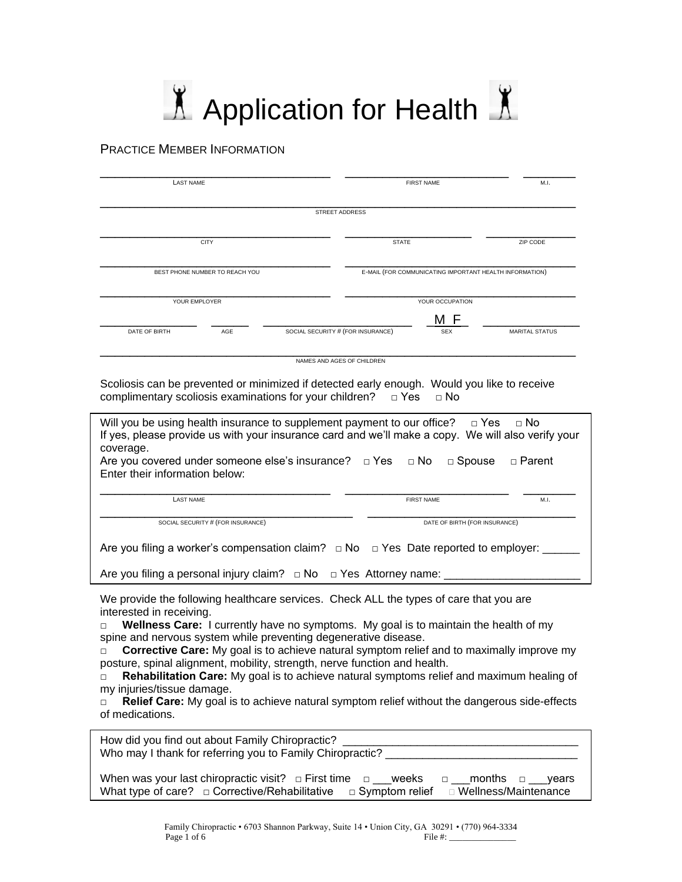# Application for Health

## Practice Member Information

_______________________________ _______________________ ______
LAST NAME FIRST NAME M.I.

_______________________________________________________________
STREET ADDRESS

_______________________________ ___________________ ___________
CITY STATE ZIP CODE

_______________________________ _______________________________
BEST PHONE NUMBER TO REACH YOU E-MAIL (FOR COMMUNICATING IMPORTANT HEALTH INFORMATION)

_______________________________ _______________________________
YOUR EMPLOYER YOUR OCCUPATION

_____________ _____ ____________________ M F _____________
DATE OF BIRTH AGE SOCIAL SECURITY # (FOR INSURANCE) SEX MARITAL STATUS

_______________________________________________________________
NAMES AND AGES OF CHILDREN

Scoliosis can be prevented or minimized if detected early enough. Would you like to receive complimentary scoliosis examinations for your children? □ Yes □ No

Will you be using health insurance to supplement payment to our office? □ Yes □ No
If yes, please provide us with your insurance card and we'll make a copy. We will also verify your coverage.
Are you covered under someone else's insurance? □ Yes □ No □ Spouse □ Parent
Enter their information below:

_______________________________ _______________________ ______
LAST NAME FIRST NAME M.I.

_______________________________ _______________________________
SOCIAL SECURITY # (FOR INSURANCE) DATE OF BIRTH (FOR INSURANCE)

Are you filing a worker's compensation claim? □ No □ Yes Date reported to employer: ______

Are you filing a personal injury claim? □ No □ Yes Attorney name: _____________________

We provide the following healthcare services. Check ALL the types of care that you are interested in receiving.

□ **Wellness Care:** I currently have no symptoms. My goal is to maintain the health of my spine and nervous system while preventing degenerative disease.
□ **Corrective Care:** My goal is to achieve natural symptom relief and to maximally improve my posture, spinal alignment, mobility, strength, nerve function and health.
□ **Rehabilitation Care:** My goal is to achieve natural symptoms relief and maximum healing of my injuries/tissue damage.
□ **Relief Care:** My goal is to achieve natural symptom relief without the dangerous side-effects of medications.

How did you find out about Family Chiropractic? ______________________________________
Who may I thank for referring you to Family Chiropractic? _______________________________

When was your last chiropractic visit? □ First time □ ___weeks □ ___months □ ___years
What type of care? □ Corrective/Rehabilitative □ Symptom relief □ Wellness/Maintenance

Family Chiropractic • 6703 Shannon Parkway, Suite 14 • Union City, GA 30291 • (770) 964-3334
File #: ______________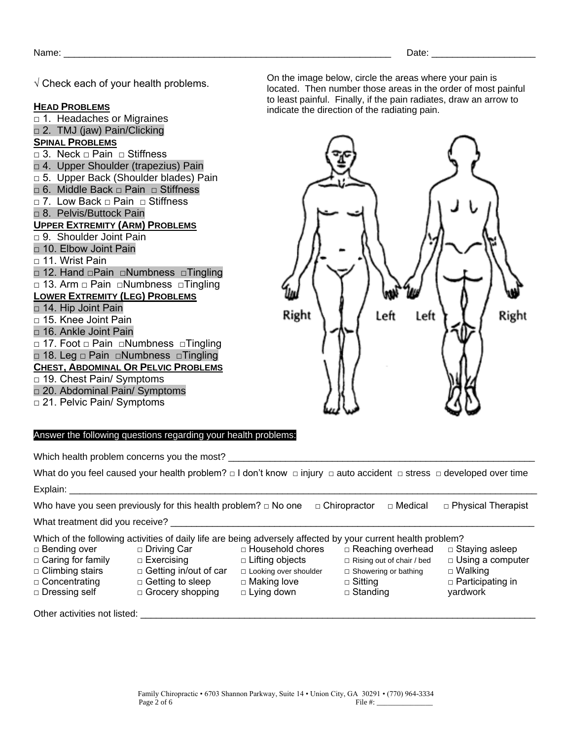Name: ________________________________________________________________ Date: ____________________

√ Check each of your health problems.

**HEAD PROBLEMS**

□ 1. Headaches or Migraines
□ 2. TMJ (jaw) Pain/Clicking

**SPINAL PROBLEMS**

□ 3. Neck □ Pain □ Stiffness
□ 4. Upper Shoulder (trapezius) Pain
□ 5. Upper Back (Shoulder blades) Pain
□ 6. Middle Back □ Pain □ Stiffness
□ 7. Low Back □ Pain □ Stiffness
□ 8. Pelvis/Buttock Pain

**UPPER EXTREMITY (ARM) PROBLEMS**

□ 9. Shoulder Joint Pain
□ 10. Elbow Joint Pain
□ 11. Wrist Pain
□ 12. Hand □Pain □Numbness □Tingling
□ 13. Arm □ Pain □Numbness □Tingling

**LOWER EXTREMITY (LEG) PROBLEMS**

□ 14. Hip Joint Pain
□ 15. Knee Joint Pain
□ 16. Ankle Joint Pain
□ 17. Foot □ Pain □Numbness □Tingling
□ 18. Leg □ Pain □Numbness □Tingling

**CHEST, ABDOMINAL OR PELVIC PROBLEMS**

□ 19. Chest Pain/ Symptoms
□ 20. Abdominal Pain/ Symptoms
□ 21. Pelvic Pain/ Symptoms

On the image below, circle the areas where your pain is located. Then number those areas in the order of most painful to least painful. Finally, if the pain radiates, draw an arrow to indicate the direction of the radiating pain.

Right Left Left Right

Answer the following questions regarding your health problems:

Which health problem concerns you the most? ________________________________________________________

What do you feel caused your health problem? □ I don't know □ injury □ auto accident □ stress □ developed over time

Explain: ________________________________________________________________________________________

Who have you seen previously for this health problem? □ No one □ Chiropractor □ Medical □ Physical Therapist

What treatment did you receive? ________________________________________________________________

Which of the following activities of daily life are being adversely affected by your current health problem?

| | | | | |
|---|---|---|---|---|
| □ Bending over | □ Driving Car | □ Household chores | □ Reaching overhead | □ Staying asleep |
| □ Caring for family | □ Exercising | □ Lifting objects | □ Rising out of chair / bed | □ Using a computer |
| □ Climbing stairs | □ Getting in/out of car | □ Looking over shoulder | □ Showering or bathing | □ Walking |
| □ Concentrating | □ Getting to sleep | □ Making love | □ Sitting | □ Participating in yardwork |
| □ Dressing self | □ Grocery shopping | □ Lying down | □ Standing | |

Other activities not listed: _____________________________________________________________________

Family Chiropractic • 6703 Shannon Parkway, Suite 14 • Union City, GA 30291 • (770) 964-3334

File #: ______________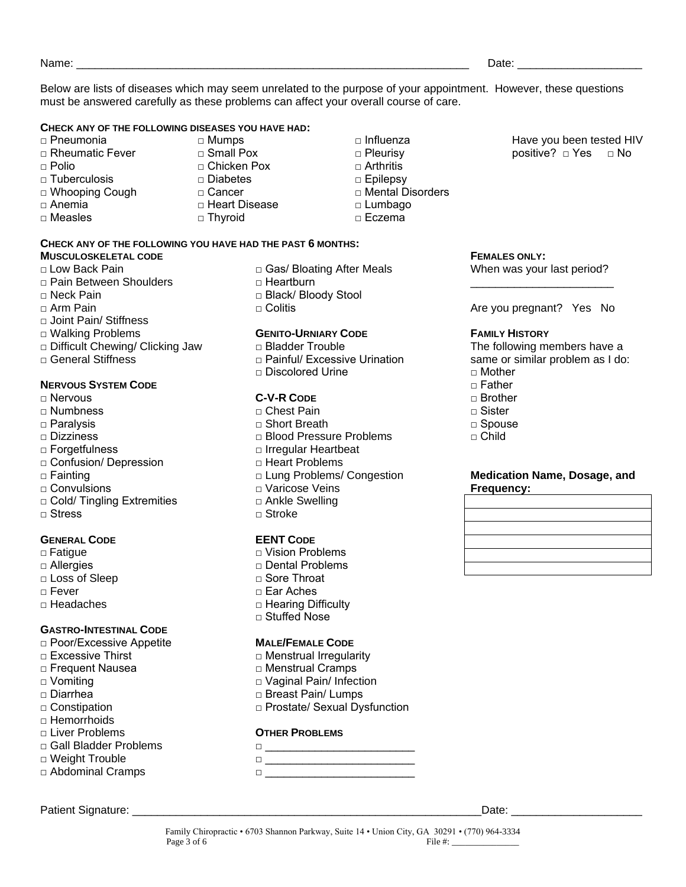Name: ______________________________________________________ Date: ____________________

Below are lists of diseases which may seem unrelated to the purpose of your appointment. However, these questions must be answered carefully as these problems can affect your overall course of care.

**CHECK ANY OF THE FOLLOWING DISEASES YOU HAVE HAD:**

- □ Pneumonia
- □ Rheumatic Fever
- □ Polio
- □ Tuberculosis
- □ Whooping Cough
- □ Anemia
- □ Measles
- □ Mumps
- □ Small Pox
- □ Chicken Pox
- □ Diabetes
- □ Cancer
- □ Heart Disease
- □ Thyroid
- □ Influenza
- □ Pleurisy
- □ Arthritis
- □ Epilepsy
- □ Mental Disorders
- □ Lumbago
- □ Eczema

Have you been tested HIV positive? □ Yes □ No

**CHECK ANY OF THE FOLLOWING YOU HAVE HAD THE PAST 6 MONTHS:**

**MUSCULOSKELETAL CODE**

- □ Low Back Pain
- □ Pain Between Shoulders
- □ Neck Pain
- □ Arm Pain
- □ Joint Pain/ Stiffness
- □ Walking Problems
- □ Difficult Chewing/ Clicking Jaw
- □ General Stiffness

**NERVOUS SYSTEM CODE**

- □ Nervous
- □ Numbness
- □ Paralysis
- □ Dizziness
- □ Forgetfulness
- □ Confusion/ Depression
- □ Fainting
- □ Convulsions
- □ Cold/ Tingling Extremities
- □ Stress

**GENERAL CODE**

- □ Fatigue
- □ Allergies
- □ Loss of Sleep
- □ Fever
- □ Headaches

**GASTRO-INTESTINAL CODE**

- □ Poor/Excessive Appetite
- □ Excessive Thirst
- □ Frequent Nausea
- □ Vomiting
- □ Diarrhea
- □ Constipation
- □ Hemorrhoids
- □ Liver Problems
- □ Gall Bladder Problems
- □ Weight Trouble
- □ Abdominal Cramps
- □ Gas/ Bloating After Meals
- □ Heartburn
- □ Black/ Bloody Stool
- □ Colitis

**GENITO-URNIARY CODE**

- □ Bladder Trouble
- □ Painful/ Excessive Urination
- □ Discolored Urine

**C-V-R CODE**

- □ Chest Pain
- □ Short Breath
- □ Blood Pressure Problems
- □ Irregular Heartbeat
- □ Heart Problems
- □ Lung Problems/ Congestion
- □ Varicose Veins
- □ Ankle Swelling
- □ Stroke

**EENT CODE**

- □ Vision Problems
- □ Dental Problems
- □ Sore Throat
- □ Ear Aches
- □ Hearing Difficulty
- □ Stuffed Nose

**MALE/FEMALE CODE**

- □ Menstrual Irregularity
- □ Menstrual Cramps
- □ Vaginal Pain/ Infection
- □ Breast Pain/ Lumps
- □ Prostate/ Sexual Dysfunction

**OTHER PROBLEMS**

- □ ________________________
- □ ________________________
- □ ________________________

**FEMALES ONLY:**

When was your last period? ______________________

Are you pregnant? Yes No

**FAMILY HISTORY**

The following members have a same or similar problem as I do:

- □ Mother
- □ Father
- □ Brother
- □ Sister
- □ Spouse
- □ Child

**Medication Name, Dosage, and Frequency:**

| |
|---|
| |
| |
| |
| |
| |

Patient Signature: ______________________________________________________ Date: ____________________

Family Chiropractic • 6703 Shannon Parkway, Suite 14 • Union City, GA 30291 • (770) 964-3334

File #: ______________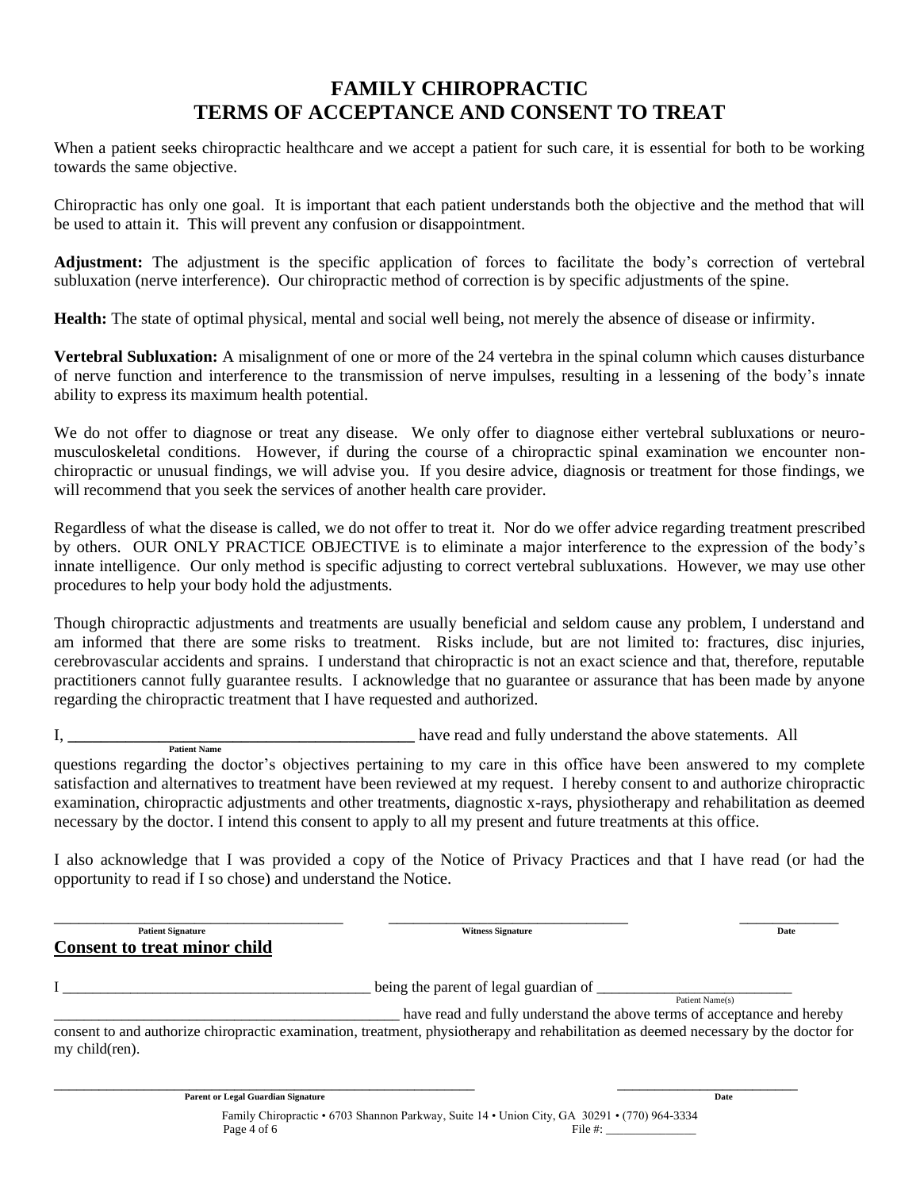# FAMILY CHIROPRACTIC
# TERMS OF ACCEPTANCE AND CONSENT TO TREAT

When a patient seeks chiropractic healthcare and we accept a patient for such care, it is essential for both to be working towards the same objective.

Chiropractic has only one goal. It is important that each patient understands both the objective and the method that will be used to attain it. This will prevent any confusion or disappointment.

**Adjustment:** The adjustment is the specific application of forces to facilitate the body's correction of vertebral subluxation (nerve interference). Our chiropractic method of correction is by specific adjustments of the spine.

**Health:** The state of optimal physical, mental and social well being, not merely the absence of disease or infirmity.

**Vertebral Subluxation:** A misalignment of one or more of the 24 vertebra in the spinal column which causes disturbance of nerve function and interference to the transmission of nerve impulses, resulting in a lessening of the body's innate ability to express its maximum health potential.

We do not offer to diagnose or treat any disease. We only offer to diagnose either vertebral subluxations or neuro-musculoskeletal conditions. However, if during the course of a chiropractic spinal examination we encounter non-chiropractic or unusual findings, we will advise you. If you desire advice, diagnosis or treatment for those findings, we will recommend that you seek the services of another health care provider.

Regardless of what the disease is called, we do not offer to treat it. Nor do we offer advice regarding treatment prescribed by others. OUR ONLY PRACTICE OBJECTIVE is to eliminate a major interference to the expression of the body's innate intelligence. Our only method is specific adjusting to correct vertebral subluxations. However, we may use other procedures to help your body hold the adjustments.

Though chiropractic adjustments and treatments are usually beneficial and seldom cause any problem, I understand and am informed that there are some risks to treatment. Risks include, but are not limited to: fractures, disc injuries, cerebrovascular accidents and sprains. I understand that chiropractic is not an exact science and that, therefore, reputable practitioners cannot fully guarantee results. I acknowledge that no guarantee or assurance that has been made by anyone regarding the chiropractic treatment that I have requested and authorized.

I, ____________________________________________ have read and fully understand the above statements. All
Patient Name

questions regarding the doctor's objectives pertaining to my care in this office have been answered to my complete satisfaction and alternatives to treatment have been reviewed at my request. I hereby consent to and authorize chiropractic examination, chiropractic adjustments and other treatments, diagnostic x-rays, physiotherapy and rehabilitation as deemed necessary by the doctor. I intend this consent to apply to all my present and future treatments at this office.

I also acknowledge that I was provided a copy of the Notice of Privacy Practices and that I have read (or had the opportunity to read if I so chose) and understand the Notice.

______________________________________ &nbsp;&nbsp; ________________________________ &nbsp;&nbsp; ______________
Patient Signature &nbsp;&nbsp; Witness Signature &nbsp;&nbsp; Date

## Consent to treat minor child

I __________________________________________ being the parent of legal guardian of ___________________________
Patient Name(s)

________________________________________________ have read and fully understand the above terms of acceptance and hereby consent to and authorize chiropractic examination, treatment, physiotherapy and rehabilitation as deemed necessary by the doctor for my child(ren).

_______________________________________________________________ &nbsp;&nbsp; __________________________
Parent or Legal Guardian Signature &nbsp;&nbsp; Date

Family Chiropractic • 6703 Shannon Parkway, Suite 14 • Union City, GA 30291 • (770) 964-3334

File #: _______________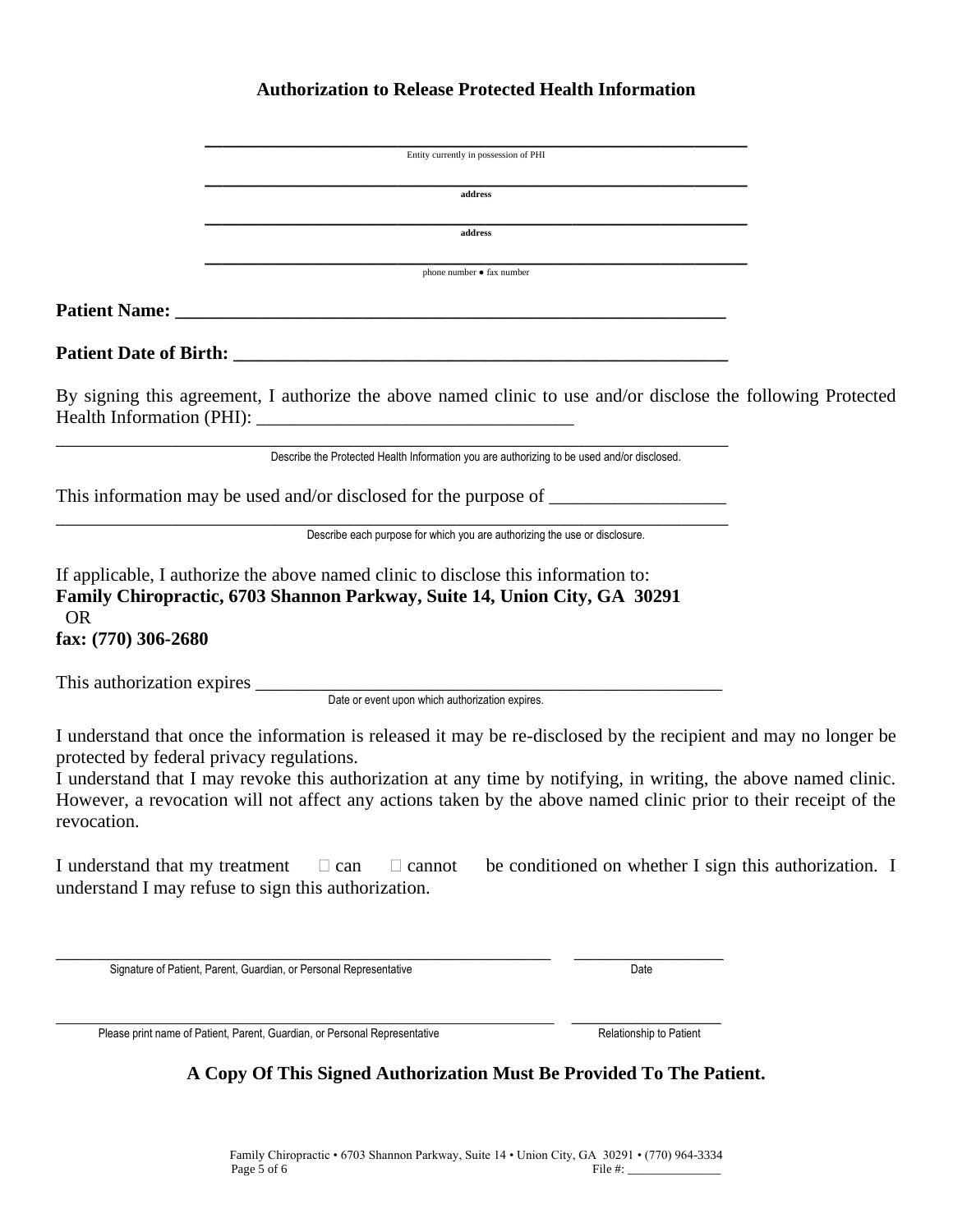# Authorization to Release Protected Health Information

\_\_\_\_\_\_\_\_\_\_\_\_\_\_\_\_\_\_\_\_\_\_\_\_\_\_\_\_\_\_\_\_\_\_\_\_\_\_\_\_\_\_\_\_\_\_\_\_\_\_\_\_
Entity currently in possession of PHI

\_\_\_\_\_\_\_\_\_\_\_\_\_\_\_\_\_\_\_\_\_\_\_\_\_\_\_\_\_\_\_\_\_\_\_\_\_\_\_\_\_\_\_\_\_\_\_\_\_\_\_\_
**address**

\_\_\_\_\_\_\_\_\_\_\_\_\_\_\_\_\_\_\_\_\_\_\_\_\_\_\_\_\_\_\_\_\_\_\_\_\_\_\_\_\_\_\_\_\_\_\_\_\_\_\_\_
**address**

\_\_\_\_\_\_\_\_\_\_\_\_\_\_\_\_\_\_\_\_\_\_\_\_\_\_\_\_\_\_\_\_\_\_\_\_\_\_\_\_\_\_\_\_\_\_\_\_\_\_\_\_
phone number ● fax number

**Patient Name: \_\_\_\_\_\_\_\_\_\_\_\_\_\_\_\_\_\_\_\_\_\_\_\_\_\_\_\_\_\_\_\_\_\_\_\_\_\_\_\_\_\_\_\_\_\_\_\_\_\_\_\_\_\_\_\_**

**Patient Date of Birth: \_\_\_\_\_\_\_\_\_\_\_\_\_\_\_\_\_\_\_\_\_\_\_\_\_\_\_\_\_\_\_\_\_\_\_\_\_\_\_\_\_\_\_\_\_\_\_\_\_\_**

By signing this agreement, I authorize the above named clinic to use and/or disclose the following Protected Health Information (PHI): \_\_\_\_\_\_\_\_\_\_\_\_\_\_\_\_\_\_\_\_\_\_\_\_\_\_\_\_\_\_\_\_\_\_\_
\_\_\_\_\_\_\_\_\_\_\_\_\_\_\_\_\_\_\_\_\_\_\_\_\_\_\_\_\_\_\_\_\_\_\_\_\_\_\_\_\_\_\_\_\_\_\_\_\_\_\_\_\_\_\_\_\_\_\_\_\_\_\_\_\_\_\_\_\_\_\_\_\_\_\_
Describe the Protected Health Information you are authorizing to be used and/or disclosed.

This information may be used and/or disclosed for the purpose of \_\_\_\_\_\_\_\_\_\_\_\_\_\_\_\_\_\_\_
\_\_\_\_\_\_\_\_\_\_\_\_\_\_\_\_\_\_\_\_\_\_\_\_\_\_\_\_\_\_\_\_\_\_\_\_\_\_\_\_\_\_\_\_\_\_\_\_\_\_\_\_\_\_\_\_\_\_\_\_\_\_\_\_\_\_\_\_\_\_\_\_\_
Describe each purpose for which you are authorizing the use or disclosure.

If applicable, I authorize the above named clinic to disclose this information to:
**Family Chiropractic, 6703 Shannon Parkway, Suite 14, Union City, GA 30291**
OR
**fax: (770) 306-2680**

This authorization expires \_\_\_\_\_\_\_\_\_\_\_\_\_\_\_\_\_\_\_\_\_\_\_\_\_\_\_\_\_\_\_\_\_\_\_\_\_\_\_\_\_\_\_\_\_\_\_\_\_\_\_
Date or event upon which authorization expires.

I understand that once the information is released it may be re-disclosed by the recipient and may no longer be protected by federal privacy regulations.
I understand that I may revoke this authorization at any time by notifying, in writing, the above named clinic. However, a revocation will not affect any actions taken by the above named clinic prior to their receipt of the revocation.

I understand that my treatment ☐ can ☐ cannot be conditioned on whether I sign this authorization. I understand I may refuse to sign this authorization.

\_\_\_\_\_\_\_\_\_\_\_\_\_\_\_\_\_\_\_\_\_\_\_\_\_\_\_\_\_\_\_\_\_\_\_\_\_\_\_\_\_\_\_\_\_\_\_\_\_\_\_\_\_\_ \_\_\_\_\_\_\_\_\_\_\_\_\_\_\_\_\_\_
Signature of Patient, Parent, Guardian, or Personal Representative — Date

\_\_\_\_\_\_\_\_\_\_\_\_\_\_\_\_\_\_\_\_\_\_\_\_\_\_\_\_\_\_\_\_\_\_\_\_\_\_\_\_\_\_\_\_\_\_\_\_\_\_\_\_\_\_ \_\_\_\_\_\_\_\_\_\_\_\_\_\_\_\_\_\_
Please print name of Patient, Parent, Guardian, or Personal Representative — Relationship to Patient

**A Copy Of This Signed Authorization Must Be Provided To The Patient.**

Family Chiropractic • 6703 Shannon Parkway, Suite 14 • Union City, GA 30291 • (770) 964-3334
File #: \_\_\_\_\_\_\_\_\_\_\_\_\_\_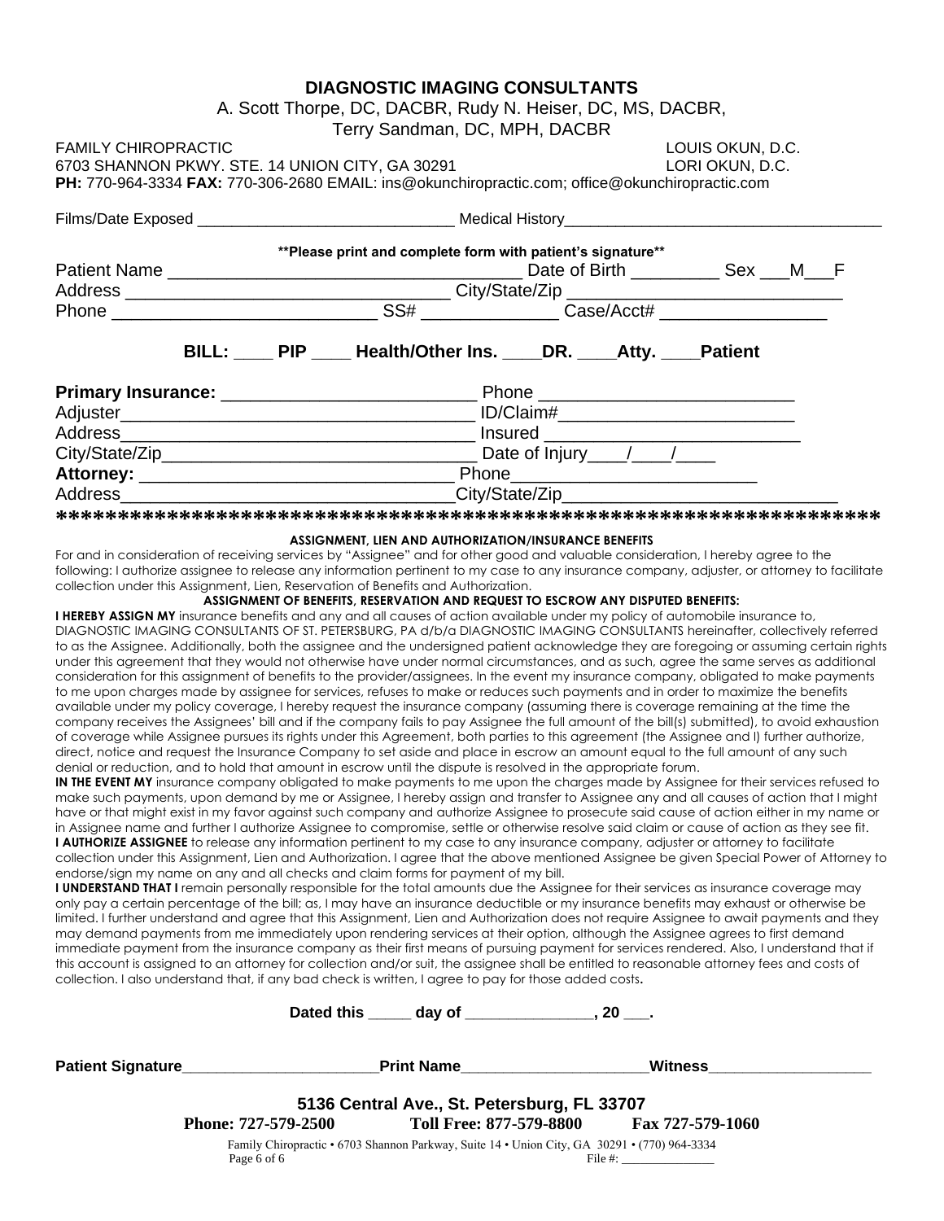# DIAGNOSTIC IMAGING CONSULTANTS

A. Scott Thorpe, DC, DACBR, Rudy N. Heiser, DC, MS, DACBR,
Terry Sandman, DC, MPH, DACBR

FAMILY CHIROPRACTIC — LOUIS OKUN, D.C.
6703 SHANNON PKWY. STE. 14 UNION CITY, GA 30291 — LORI OKUN, D.C.
**PH:** 770-964-3334 **FAX:** 770-306-2680 EMAIL: ins@okunchiropractic.com; office@okunchiropractic.com

Films/Date Exposed ______________________________ Medical History____________________________________

**\*\*Please print and complete form with patient's signature\*\***

Patient Name ___________________________________ Date of Birth _________ Sex ___M___F
Address ________________________________ City/State/Zip ____________________________
Phone ___________________________ SS# ______________ Case/Acct# _________________

**BILL: ____ PIP ____ Health/Other Ins. ____DR. ____Atty. ____Patient**

**Primary Insurance:** _________________________ Phone _________________________
Adjuster___________________________________ ID/Claim#________________________
Address____________________________________ Insured _________________________
City/State/Zip_______________________________ Date of Injury____/____/____
**Attorney:** _______________________________ Phone________________________
Address________________________________City/State/Zip___________________________

**\*\*\*\*\*\*\*\*\*\*\*\*\*\*\*\*\*\*\*\*\*\*\*\*\*\*\*\*\*\*\*\*\*\*\*\*\*\*\*\*\*\*\*\*\*\*\*\*\*\*\*\*\*\*\*\*\*\*\*\*\*\*\*\*\*\***

**ASSIGNMENT, LIEN AND AUTHORIZATION/INSURANCE BENEFITS**

For and in consideration of receiving services by "Assignee" and for other good and valuable consideration, I hereby agree to the following: I authorize assignee to release any information pertinent to my case to any insurance company, adjuster, or attorney to facilitate collection under this Assignment, Lien, Reservation of Benefits and Authorization.

**ASSIGNMENT OF BENEFITS, RESERVATION AND REQUEST TO ESCROW ANY DISPUTED BENEFITS:**

**I HEREBY ASSIGN MY** insurance benefits and any and all causes of action available under my policy of automobile insurance to, DIAGNOSTIC IMAGING CONSULTANTS OF ST. PETERSBURG, PA d/b/a DIAGNOSTIC IMAGING CONSULTANTS hereinafter, collectively referred to as the Assignee. Additionally, both the assignee and the undersigned patient acknowledge they are foregoing or assuming certain rights under this agreement that they would not otherwise have under normal circumstances, and as such, agree the same serves as additional consideration for this assignment of benefits to the provider/assignees. In the event my insurance company, obligated to make payments to me upon charges made by assignee for services, refuses to make or reduces such payments and in order to maximize the benefits available under my policy coverage, I hereby request the insurance company (assuming there is coverage remaining at the time the company receives the Assignees' bill and if the company fails to pay Assignee the full amount of the bill(s) submitted), to avoid exhaustion of coverage while Assignee pursues its rights under this Agreement, both parties to this agreement (the Assignee and I) further authorize, direct, notice and request the Insurance Company to set aside and place in escrow an amount equal to the full amount of any such denial or reduction, and to hold that amount in escrow until the dispute is resolved in the appropriate forum.

**IN THE EVENT MY** insurance company obligated to make payments to me upon the charges made by Assignee for their services refused to make such payments, upon demand by me or Assignee, I hereby assign and transfer to Assignee any and all causes of action that I might have or that might exist in my favor against such company and authorize Assignee to prosecute said cause of action either in my name or in Assignee name and further I authorize Assignee to compromise, settle or otherwise resolve said claim or cause of action as they see fit.

**I AUTHORIZE ASSIGNEE** to release any information pertinent to my case to any insurance company, adjuster or attorney to facilitate collection under this Assignment, Lien and Authorization. I agree that the above mentioned Assignee be given Special Power of Attorney to endorse/sign my name on any and all checks and claim forms for payment of my bill.

**I UNDERSTAND THAT I** remain personally responsible for the total amounts due the Assignee for their services as insurance coverage may only pay a certain percentage of the bill; as, I may have an insurance deductible or my insurance benefits may exhaust or otherwise be limited. I further understand and agree that this Assignment, Lien and Authorization does not require Assignee to await payments and they may demand payments from me immediately upon rendering services at their option, although the Assignee agrees to first demand immediate payment from the insurance company as their first means of pursuing payment for services rendered. Also, I understand that if this account is assigned to an attorney for collection and/or suit, the assignee shall be entitled to reasonable attorney fees and costs of collection. I also understand that, if any bad check is written, I agree to pay for those added costs.

**Dated this _____ day of _______________, 20 ___.**

**Patient Signature**_______________________**Print Name**_____________________**Witness**___________________

**5136 Central Ave., St. Petersburg, FL 33707**

**Phone: 727-579-2500** **Toll Free: 877-579-8800** **Fax 727-579-1060**

Family Chiropractic • 6703 Shannon Parkway, Suite 14 • Union City, GA 30291 • (770) 964-3334

File #: _______________